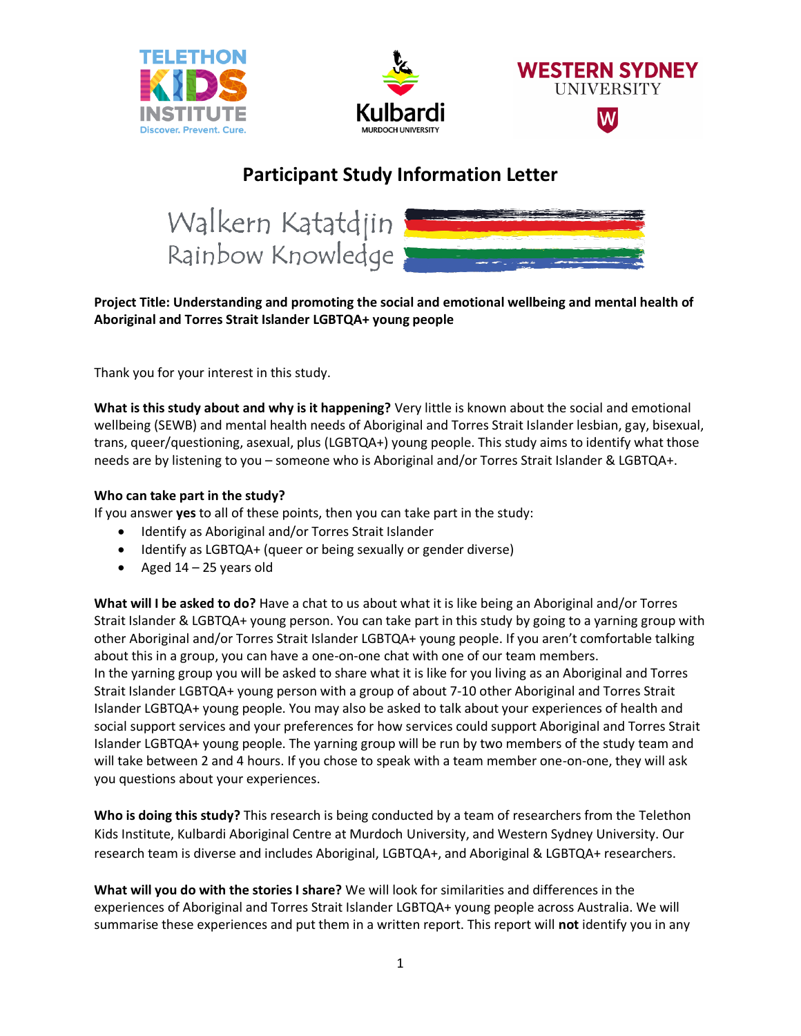# Participant Study Information Letter

Walkern Katatdjin
Rainbow Knowledge

**Project Title: Understanding and promoting the social and emotional wellbeing and mental health of Aboriginal and Torres Strait Islander LGBTQA+ young people**

Thank you for your interest in this study.

**What is this study about and why is it happening?** Very little is known about the social and emotional wellbeing (SEWB) and mental health needs of Aboriginal and Torres Strait Islander lesbian, gay, bisexual, trans, queer/questioning, asexual, plus (LGBTQA+) young people. This study aims to identify what those needs are by listening to you – someone who is Aboriginal and/or Torres Strait Islander & LGBTQA+.

**Who can take part in the study?**
If you answer **yes** to all of these points, then you can take part in the study:

- Identify as Aboriginal and/or Torres Strait Islander
- Identify as LGBTQA+ (queer or being sexually or gender diverse)
- Aged 14 – 25 years old

**What will I be asked to do?** Have a chat to us about what it is like being an Aboriginal and/or Torres Strait Islander & LGBTQA+ young person. You can take part in this study by going to a yarning group with other Aboriginal and/or Torres Strait Islander LGBTQA+ young people. If you aren't comfortable talking about this in a group, you can have a one-on-one chat with one of our team members.
In the yarning group you will be asked to share what it is like for you living as an Aboriginal and Torres Strait Islander LGBTQA+ young person with a group of about 7-10 other Aboriginal and Torres Strait Islander LGBTQA+ young people. You may also be asked to talk about your experiences of health and social support services and your preferences for how services could support Aboriginal and Torres Strait Islander LGBTQA+ young people. The yarning group will be run by two members of the study team and will take between 2 and 4 hours. If you chose to speak with a team member one-on-one, they will ask you questions about your experiences.

**Who is doing this study?** This research is being conducted by a team of researchers from the Telethon Kids Institute, Kulbardi Aboriginal Centre at Murdoch University, and Western Sydney University. Our research team is diverse and includes Aboriginal, LGBTQA+, and Aboriginal & LGBTQA+ researchers.

**What will you do with the stories I share?** We will look for similarities and differences in the experiences of Aboriginal and Torres Strait Islander LGBTQA+ young people across Australia. We will summarise these experiences and put them in a written report. This report will **not** identify you in any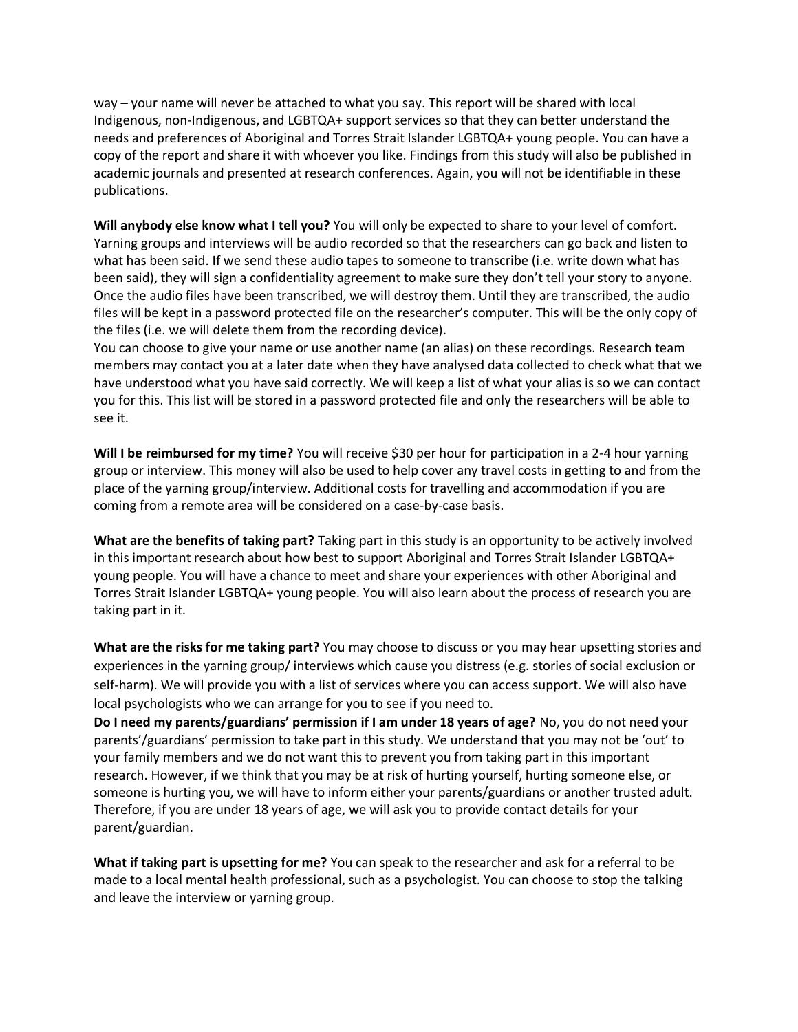way – your name will never be attached to what you say. This report will be shared with local Indigenous, non-Indigenous, and LGBTQA+ support services so that they can better understand the needs and preferences of Aboriginal and Torres Strait Islander LGBTQA+ young people. You can have a copy of the report and share it with whoever you like. Findings from this study will also be published in academic journals and presented at research conferences. Again, you will not be identifiable in these publications.

**Will anybody else know what I tell you?** You will only be expected to share to your level of comfort. Yarning groups and interviews will be audio recorded so that the researchers can go back and listen to what has been said. If we send these audio tapes to someone to transcribe (i.e. write down what has been said), they will sign a confidentiality agreement to make sure they don't tell your story to anyone. Once the audio files have been transcribed, we will destroy them. Until they are transcribed, the audio files will be kept in a password protected file on the researcher's computer. This will be the only copy of the files (i.e. we will delete them from the recording device).

You can choose to give your name or use another name (an alias) on these recordings. Research team members may contact you at a later date when they have analysed data collected to check what that we have understood what you have said correctly. We will keep a list of what your alias is so we can contact you for this. This list will be stored in a password protected file and only the researchers will be able to see it.

**Will I be reimbursed for my time?** You will receive $30 per hour for participation in a 2-4 hour yarning group or interview. This money will also be used to help cover any travel costs in getting to and from the place of the yarning group/interview. Additional costs for travelling and accommodation if you are coming from a remote area will be considered on a case-by-case basis.

**What are the benefits of taking part?** Taking part in this study is an opportunity to be actively involved in this important research about how best to support Aboriginal and Torres Strait Islander LGBTQA+ young people. You will have a chance to meet and share your experiences with other Aboriginal and Torres Strait Islander LGBTQA+ young people. You will also learn about the process of research you are taking part in it.

**What are the risks for me taking part?** You may choose to discuss or you may hear upsetting stories and experiences in the yarning group/ interviews which cause you distress (e.g. stories of social exclusion or self-harm). We will provide you with a list of services where you can access support. We will also have local psychologists who we can arrange for you to see if you need to.

**Do I need my parents/guardians' permission if I am under 18 years of age?** No, you do not need your parents'/guardians' permission to take part in this study. We understand that you may not be 'out' to your family members and we do not want this to prevent you from taking part in this important research. However, if we think that you may be at risk of hurting yourself, hurting someone else, or someone is hurting you, we will have to inform either your parents/guardians or another trusted adult. Therefore, if you are under 18 years of age, we will ask you to provide contact details for your parent/guardian.

**What if taking part is upsetting for me?** You can speak to the researcher and ask for a referral to be made to a local mental health professional, such as a psychologist. You can choose to stop the talking and leave the interview or yarning group.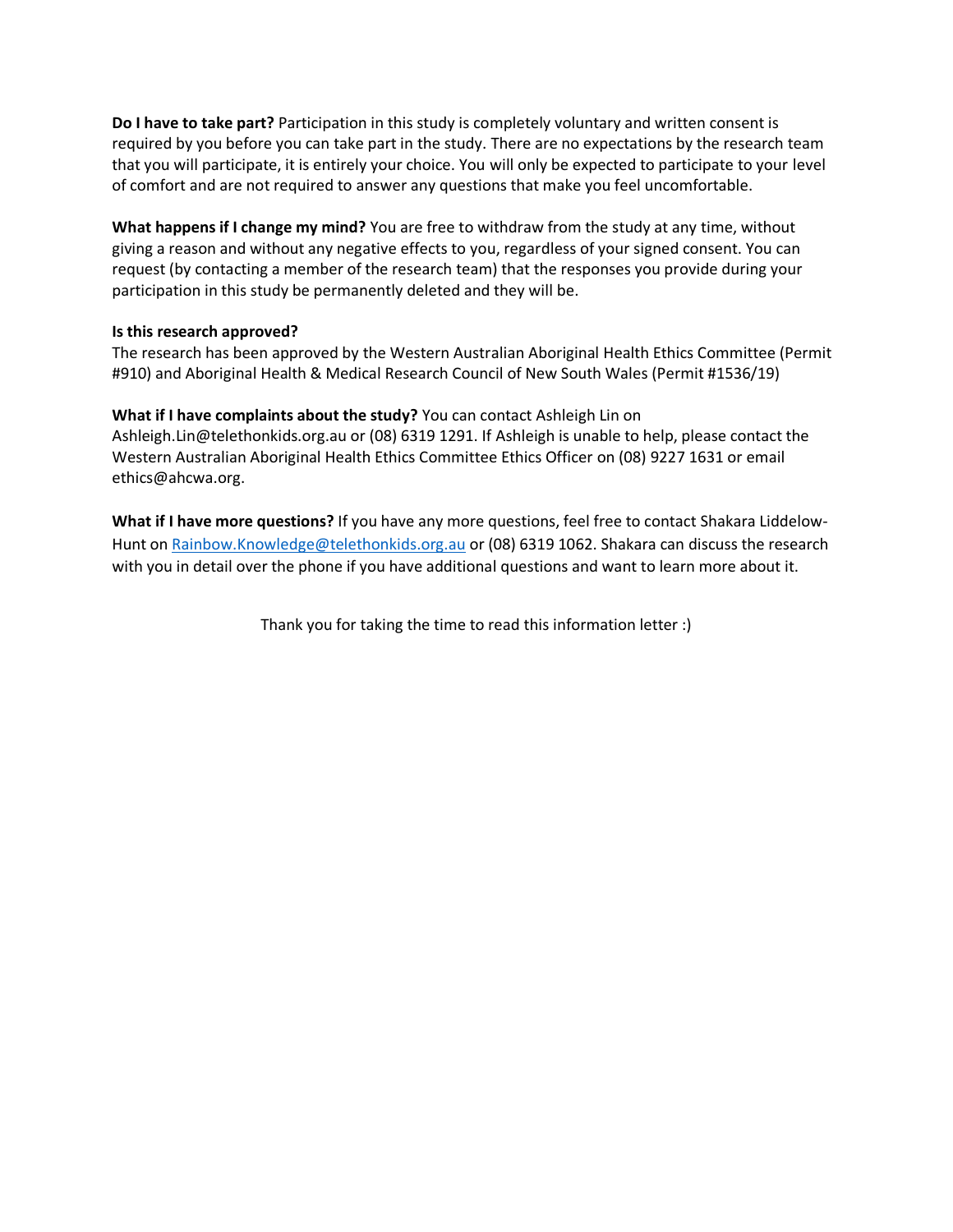**Do I have to take part?** Participation in this study is completely voluntary and written consent is required by you before you can take part in the study. There are no expectations by the research team that you will participate, it is entirely your choice. You will only be expected to participate to your level of comfort and are not required to answer any questions that make you feel uncomfortable.

**What happens if I change my mind?** You are free to withdraw from the study at any time, without giving a reason and without any negative effects to you, regardless of your signed consent. You can request (by contacting a member of the research team) that the responses you provide during your participation in this study be permanently deleted and they will be.

**Is this research approved?**
The research has been approved by the Western Australian Aboriginal Health Ethics Committee (Permit #910) and Aboriginal Health & Medical Research Council of New South Wales (Permit #1536/19)

**What if I have complaints about the study?** You can contact Ashleigh Lin on Ashleigh.Lin@telethonkids.org.au or (08) 6319 1291. If Ashleigh is unable to help, please contact the Western Australian Aboriginal Health Ethics Committee Ethics Officer on (08) 9227 1631 or email ethics@ahcwa.org.

**What if I have more questions?** If you have any more questions, feel free to contact Shakara Liddelow-Hunt on Rainbow.Knowledge@telethonkids.org.au or (08) 6319 1062. Shakara can discuss the research with you in detail over the phone if you have additional questions and want to learn more about it.

Thank you for taking the time to read this information letter :)